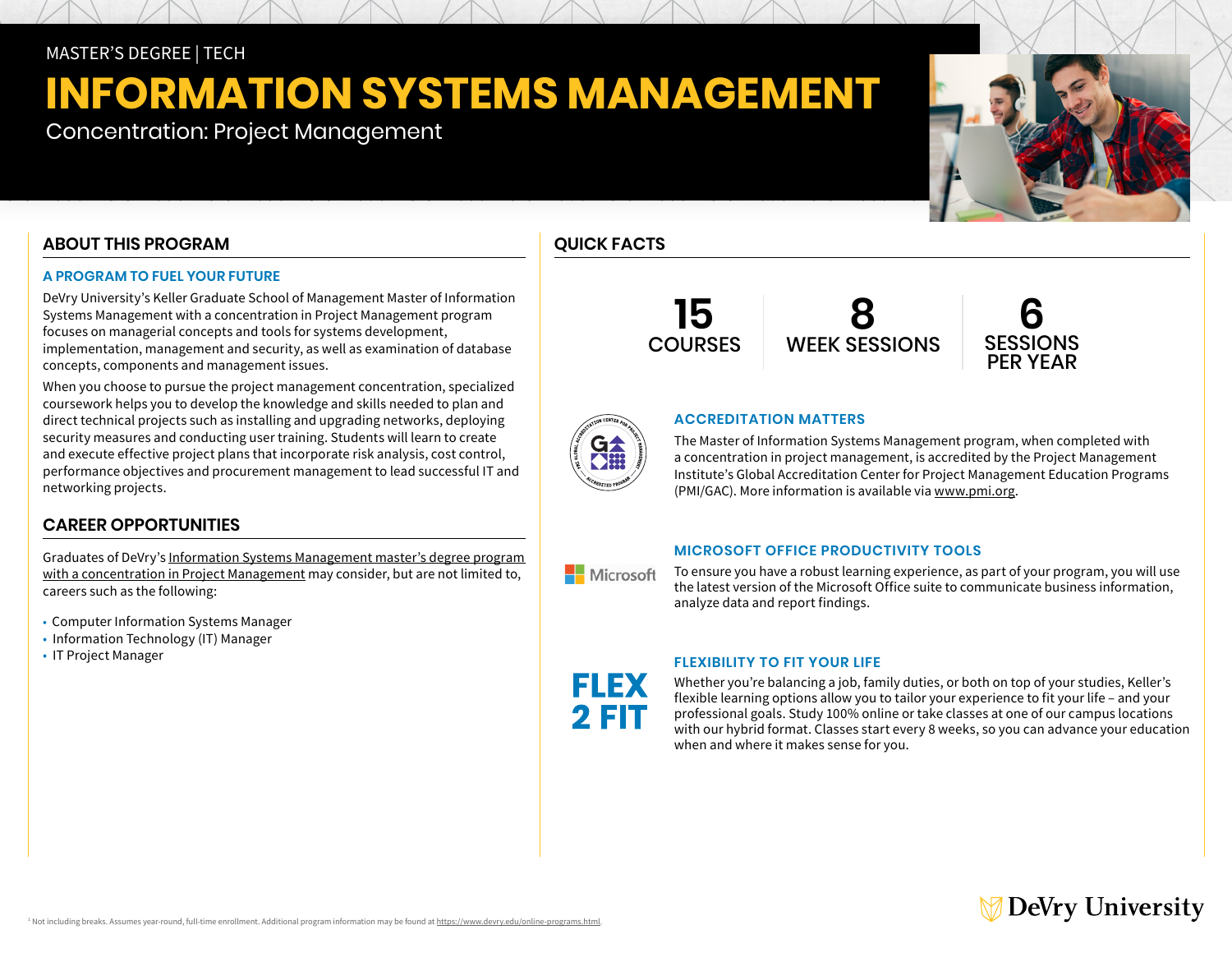MASTER'S DEGREE | TECH

# INFORMATION SYSTEMS MANAGEMENT

Concentration: Project Management

## ABOUT THIS PROGRAM

### A PROGRAM TO FUEL YOUR FUTURE

DeVry University's Keller Graduate School of Management Master of Information Systems Management with a concentration in Project Management program focuses on managerial concepts and tools for systems development, implementation, management and security, as well as examination of database concepts, components and management issues.

When you choose to pursue the project management concentration, specialized coursework helps you to develop the knowledge and skills needed to plan and direct technical projects such as installing and upgrading networks, deploying security measures and conducting user training. Students will learn to create and execute effective project plans that incorporate risk analysis, cost control, performance objectives and procurement management to lead successful IT and networking projects.

## CAREER OPPORTUNITIES

Graduates of DeVry's Information Systems Management master's degree program with a concentration in Project Management may consider, but are not limited to, careers such as the following:

- Computer Information Systems Manager
- Information Technology (IT) Manager
- IT Project Manager

## QUICK FACTS

**15** COURSES

**8** WEEK SESSIONS

**6** SESSIONS PER YEAR

### ACCREDITATION MATTERS

The Master of Information Systems Management program, when completed with a concentration in project management, is accredited by the Project Management Institute's Global Accreditation Center for Project Management Education Programs (PMI/GAC). More information is available via www.pmi.org.

### MICROSOFT OFFICE PRODUCTIVITY TOOLS

To ensure you have a robust learning experience, as part of your program, you will use the latest version of the Microsoft Office suite to communicate business information, analyze data and report findings.

### FLEXIBILITY TO FIT YOUR LIFE

**FLEX 2 FIT**

Whether you're balancing a job, family duties, or both on top of your studies, Keller's flexible learning options allow you to tailor your experience to fit your life – and your professional goals. Study 100% online or take classes at one of our campus locations with our hybrid format. Classes start every 8 weeks, so you can advance your education when and where it makes sense for you.

[1] Not including breaks. Assumes year-round, full-time enrollment. Additional program information may be found at https://www.devry.edu/online-programs.html.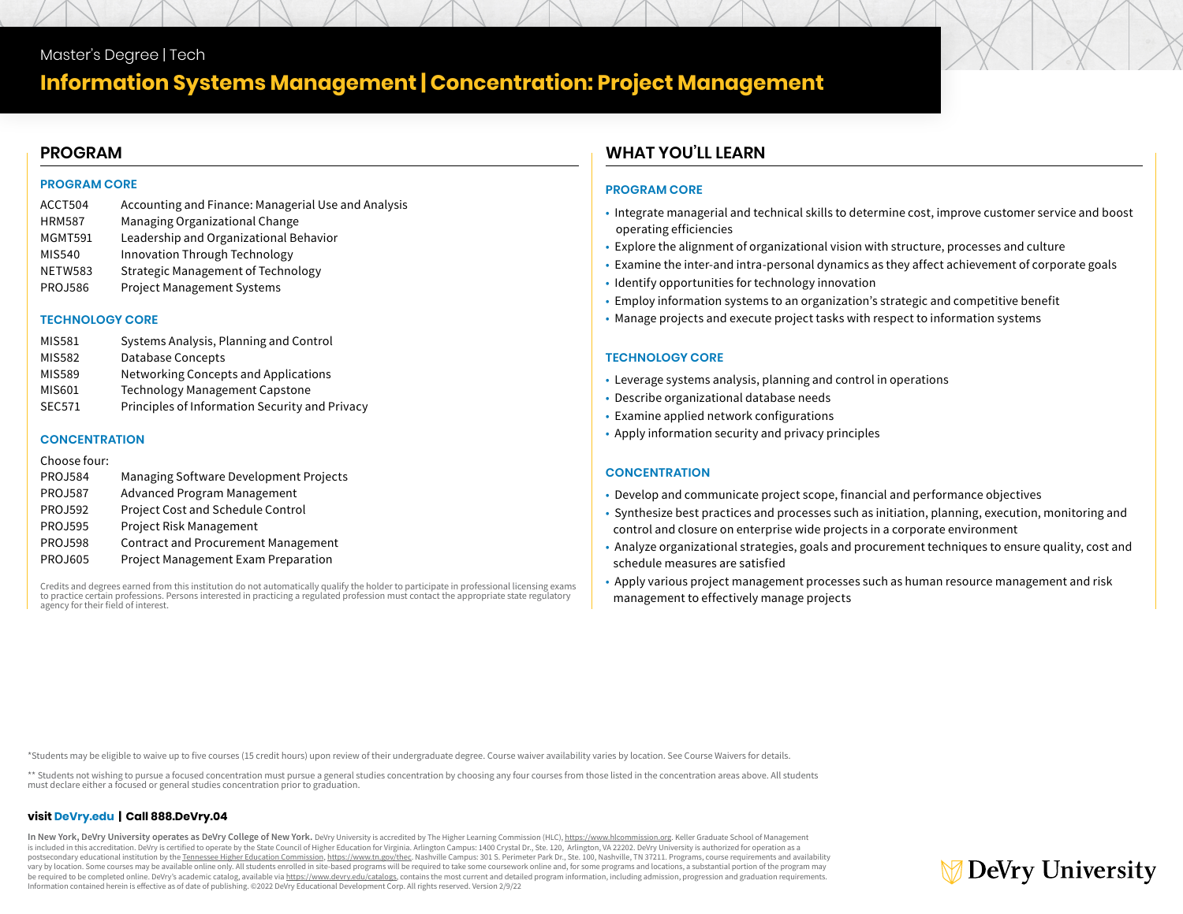Master's Degree | Tech

# Information Systems Management | Concentration: Project Management

## PROGRAM

### PROGRAM CORE

| | |
|---|---|
| ACCT504 | Accounting and Finance: Managerial Use and Analysis |
| HRM587 | Managing Organizational Change |
| MGMT591 | Leadership and Organizational Behavior |
| MIS540 | Innovation Through Technology |
| NETW583 | Strategic Management of Technology |
| PROJ586 | Project Management Systems |

### TECHNOLOGY CORE

| | |
|---|---|
| MIS581 | Systems Analysis, Planning and Control |
| MIS582 | Database Concepts |
| MIS589 | Networking Concepts and Applications |
| MIS601 | Technology Management Capstone |
| SEC571 | Principles of Information Security and Privacy |

### CONCENTRATION

Choose four:

| | |
|---|---|
| PROJ584 | Managing Software Development Projects |
| PROJ587 | Advanced Program Management |
| PROJ592 | Project Cost and Schedule Control |
| PROJ595 | Project Risk Management |
| PROJ598 | Contract and Procurement Management |
| PROJ605 | Project Management Exam Preparation |

Credits and degrees earned from this institution do not automatically qualify the holder to participate in professional licensing exams to practice certain professions. Persons interested in practicing a regulated profession must contact the appropriate state regulatory agency for their field of interest.

## WHAT YOU'LL LEARN

### PROGRAM CORE

- Integrate managerial and technical skills to determine cost, improve customer service and boost operating efficiencies
- Explore the alignment of organizational vision with structure, processes and culture
- Examine the inter-and intra-personal dynamics as they affect achievement of corporate goals
- Identify opportunities for technology innovation
- Employ information systems to an organization's strategic and competitive benefit
- Manage projects and execute project tasks with respect to information systems

### TECHNOLOGY CORE

- Leverage systems analysis, planning and control in operations
- Describe organizational database needs
- Examine applied network configurations
- Apply information security and privacy principles

### CONCENTRATION

- Develop and communicate project scope, financial and performance objectives
- Synthesize best practices and processes such as initiation, planning, execution, monitoring and control and closure on enterprise wide projects in a corporate environment
- Analyze organizational strategies, goals and procurement techniques to ensure quality, cost and schedule measures are satisfied
- Apply various project management processes such as human resource management and risk management to effectively manage projects

*Students may be eligible to waive up to five courses (15 credit hours) upon review of their undergraduate degree. Course waiver availability varies by location. See Course Waivers for details.

** Students not wishing to pursue a focused concentration must pursue a general studies concentration by choosing any four courses from those listed in the concentration areas above. All students must declare either a focused or general studies concentration prior to graduation.

**visit DeVry.edu | Call 888.DeVry.04**

**In New York, DeVry University operates as DeVry College of New York.** DeVry University is accredited by The Higher Learning Commission (HLC), https://www.hlcommission.org. Keller Graduate School of Management is included in this accreditation. DeVry is certified to operate by the State Council of Higher Education for Virginia. Arlington Campus: 1400 Crystal Dr., Ste. 120, Arlington, VA 22202. DeVry University is authorized for operation as a postsecondary educational institution by the Tennessee Higher Education Commission, https://www.tn.gov/thec. Nashville Campus: 301 S. Perimeter Park Dr., Ste. 100, Nashville, TN 37211. Programs, course requirements and availability vary by location. Some courses may be available online only. All students enrolled in site-based programs will be required to take some coursework online and, for some programs and locations, a substantial portion of the program may be required to be completed online. DeVry's academic catalog, available via https://www.devry.edu/catalogs, contains the most current and detailed program information, including admission, progression and graduation requirements. Information contained herein is effective as of date of publishing. ©2022 DeVry Educational Development Corp. All rights reserved. Version 2/9/22

DeVry University